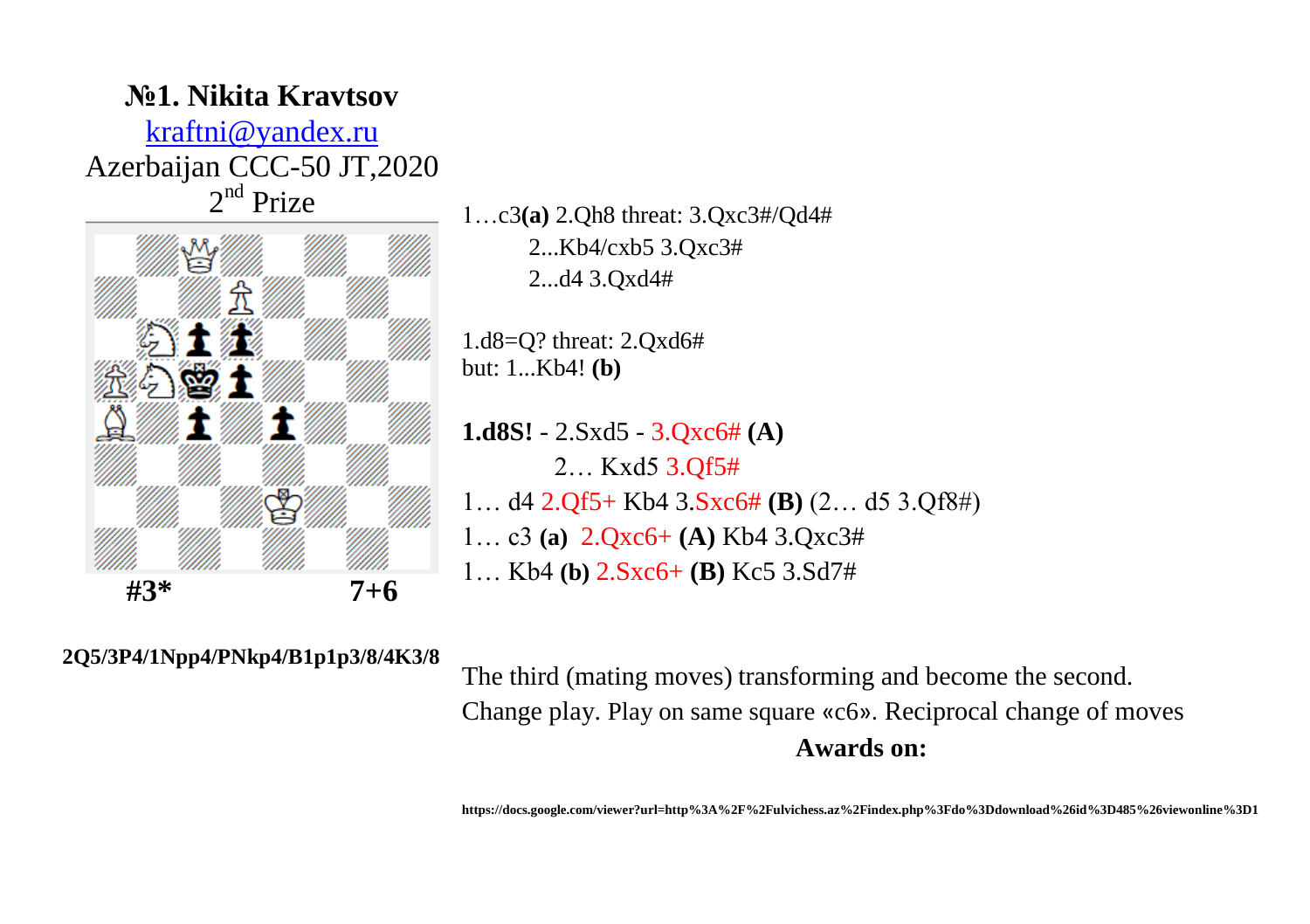# №1. Nikita Kravtsov

kraftni@yandex.ru

Azerbaijan CCC-50 JT,2020

2nd Prize

**#3*** **7+6**

**2Q5/3P4/1Npp4/PNkp4/B1p1p3/8/4K3/8**

1…c3**(a)** 2.Qh8 threat: 3.Qxc3#/Qd4#

2...Kb4/cxb5 3.Qxc3#

2...d4 3.Qxd4#

1.d8=Q? threat: 2.Qxd6#
but: 1...Kb4! **(b)**

**1.d8S!** - 2.Sxd5 - 3.Qxc6# **(A)**

2… Kxd5 3.Qf5#

1… d4 2.Qf5+ Kb4 3.Sxc6# **(B)** (2… d5 3.Qf8#)

1… c3 **(a)** 2.Qxc6+ **(A)** Kb4 3.Qxc3#

1… Kb4 **(b)** 2.Sxc6+ **(B)** Kc5 3.Sd7#

The third (mating moves) transforming and become the second.
Change play. Play on same square «c6». Reciprocal change of moves

**Awards on:**

**https://docs.google.com/viewer?url=http%3A%2F%2Fulvichess.az%2Findex.php%3Fdo%3Ddownload%26id%3D485%26viewonline%3D1**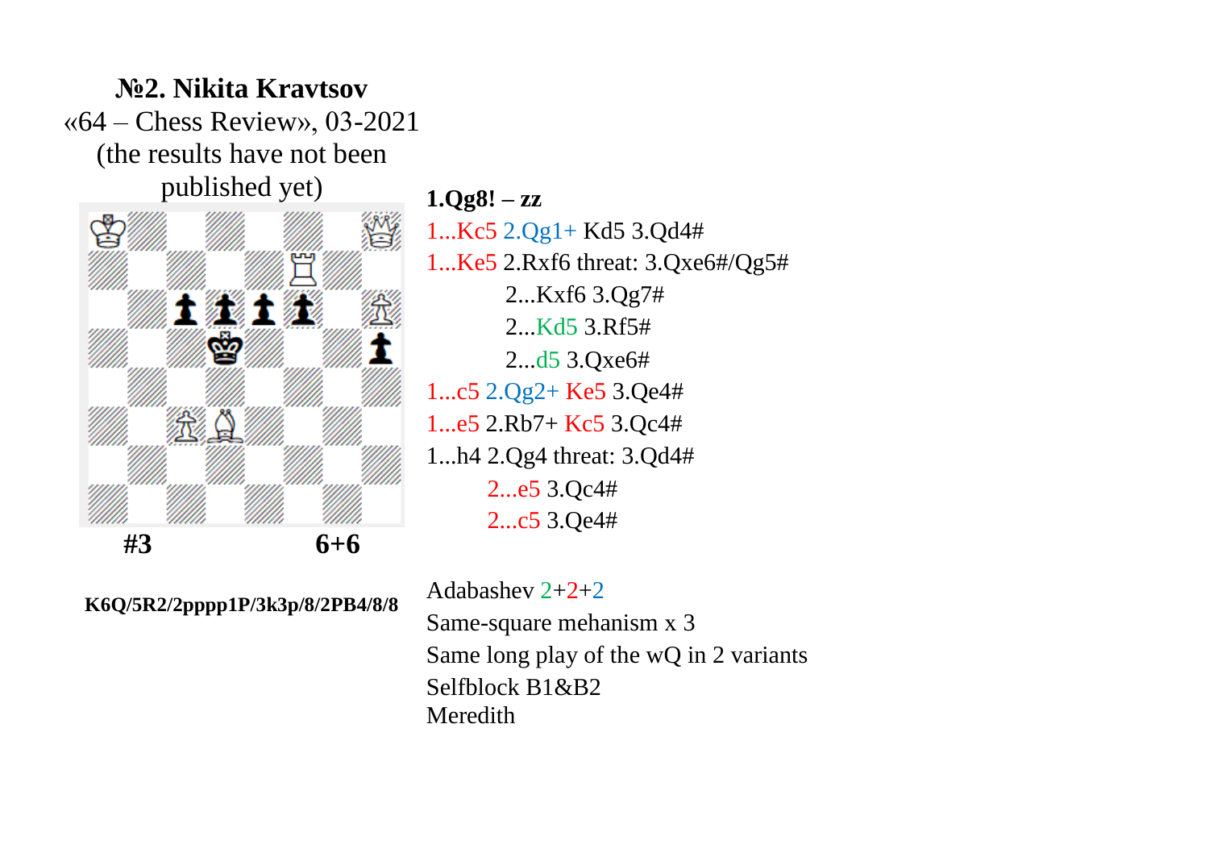**№2. Nikita Kravtsov**
«64 – Chess Review», 03-2021
(the results have not been published yet)

#3 6+6

**K6Q/5R2/2pppp1P/3k3p/8/2PB4/8/8**

**1.Qg8! – zz**

1...Kc5 2.Qg1+ Kd5 3.Qd4#

1...Ke5 2.Rxf6 threat: 3.Qxe6#/Qg5#

    2...Kxf6 3.Qg7#

    2...Kd5 3.Rf5#

    2...d5 3.Qxe6#

1...c5 2.Qg2+ Ke5 3.Qe4#

1...e5 2.Rb7+ Kc5 3.Qc4#

1...h4 2.Qg4 threat: 3.Qd4#

    2...e5 3.Qc4#

    2...c5 3.Qe4#

Adabashev 2+2+2

Same-square mehanism x 3

Same long play of the wQ in 2 variants

Selfblock B1&B2

Meredith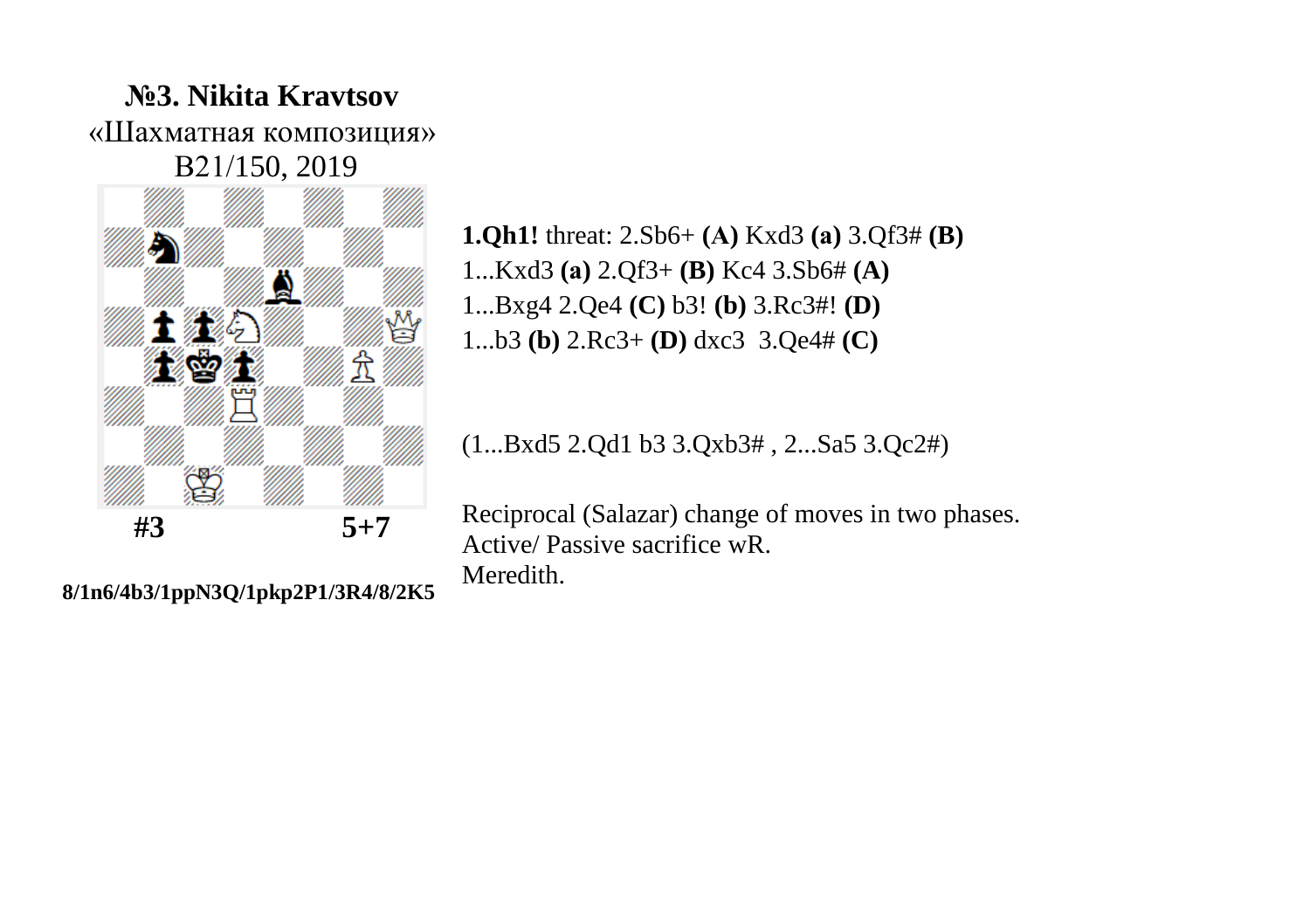**№3. Nikita Kravtsov**
«Шахматная композиция»
B21/150, 2019

**#3** **5+7**

**8/1n6/4b3/1ppN3Q/1pkp2P1/3R4/8/2K5**

**1.Qh1!** threat: 2.Sb6+ **(A)** Kxd3 **(a)** 3.Qf3# **(B)**
1...Kxd3 **(a)** 2.Qf3+ **(B)** Kc4 3.Sb6# **(A)**
1...Bxg4 2.Qe4 **(C)** b3! **(b)** 3.Rc3#! **(D)**
1...b3 **(b)** 2.Rc3+ **(D)** dxc3 3.Qe4# **(C)**

(1...Bxd5 2.Qd1 b3 3.Qxb3# , 2...Sa5 3.Qc2#)

Reciprocal (Salazar) change of moves in two phases.
Active/ Passive sacrifice wR.
Meredith.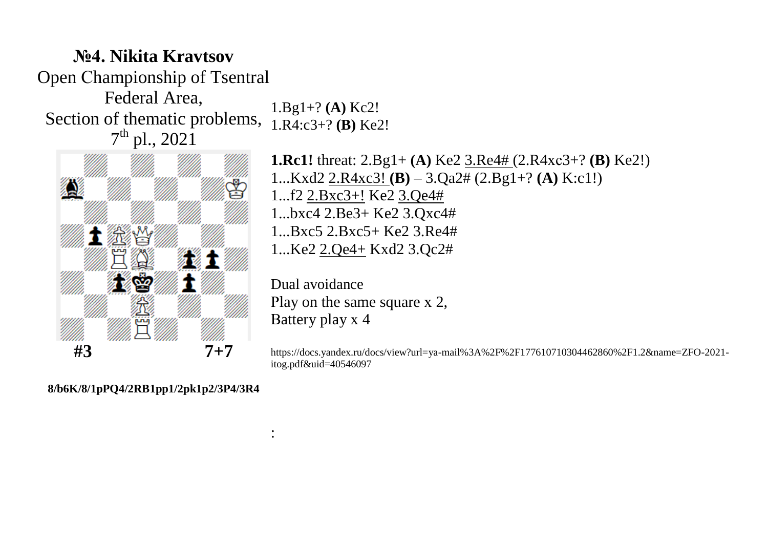## №4. Nikita Kravtsov

Open Championship of Tsentral Federal Area,
Section of thematic problems,
7th pl., 2021

**#3** **7+7**

**8/b6K/8/1pPQ4/2RB1pp1/2pk1p2/3P4/3R4**

1.Bg1+? **(A)** Kc2!
1.R4:c3+? **(B)** Ke2!

**1.Rc1!** threat: 2.Bg1+ **(A)** Ke2 3.Re4# (2.R4xc3+? **(B)** Ke2!)
1...Kxd2 2.R4xc3! **(B)** – 3.Qa2# (2.Bg1+? **(A)** K:c1!)
1...f2 2.Bxc3+! Ke2 3.Qe4#
1...bxc4 2.Be3+ Ke2 3.Qxc4#
1...Bxc5 2.Bxc5+ Ke2 3.Re4#
1...Ke2 2.Qe4+ Kxd2 3.Qc2#

Dual avoidance
Play on the same square x 2,
Battery play x 4

https://docs.yandex.ru/docs/view?url=ya-mail%3A%2F%2F177610710304462860%2F1.2&name=ZFO-2021-itog.pdf&uid=40546097

: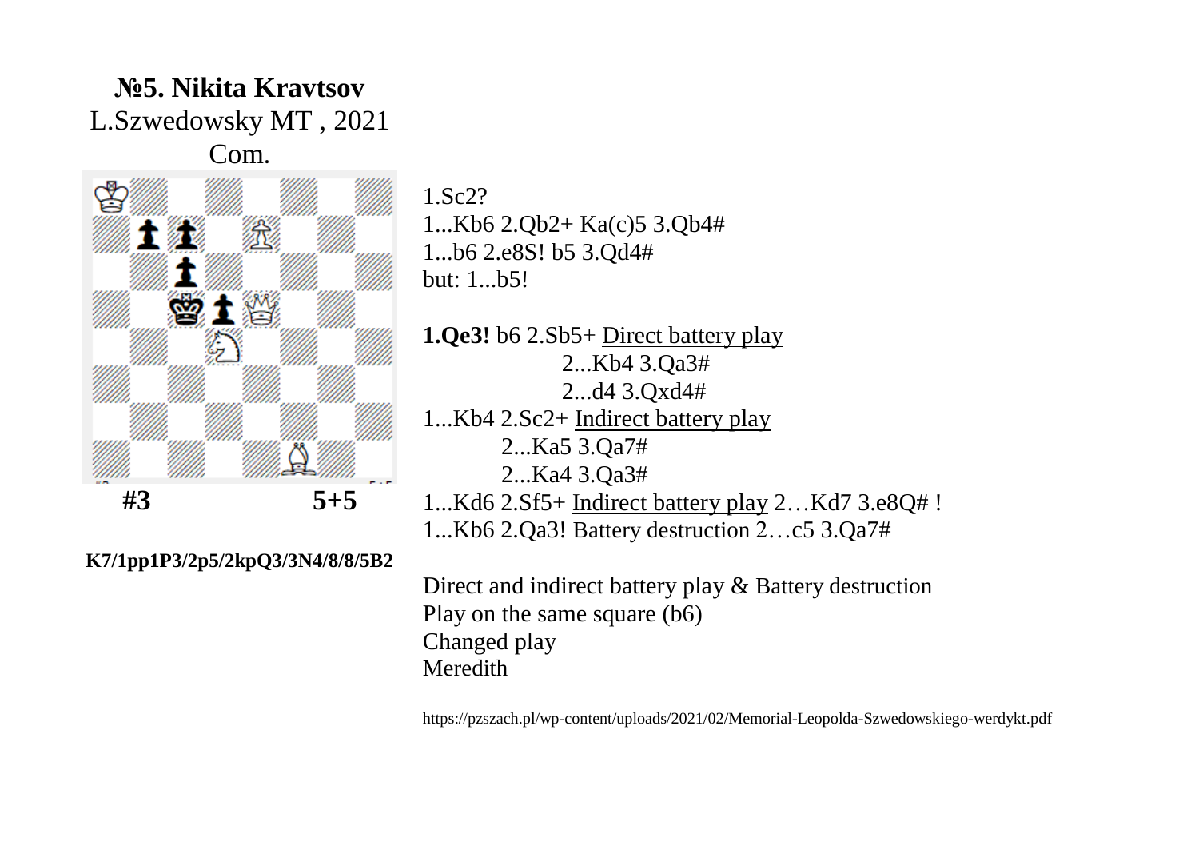# №5. Nikita Kravtsov

L.Szwedowsky MT , 2021

Com.

**#3** **5+5**

**K7/1pp1P3/2p5/2kpQ3/3N4/8/8/5B2**

1.Sc2?
1...Kb6 2.Qb2+ Ka(c)5 3.Qb4#
1...b6 2.e8S! b5 3.Qd4#
but: 1...b5!

**1.Qe3!** b6 2.Sb5+ Direct battery play
2...Kb4 3.Qa3#
2...d4 3.Qxd4#
1...Kb4 2.Sc2+ Indirect battery play
2...Ka5 3.Qa7#
2...Ka4 3.Qa3#
1...Kd6 2.Sf5+ Indirect battery play 2…Kd7 3.e8Q# !
1...Kb6 2.Qa3! Battery destruction 2…c5 3.Qa7#

Direct and indirect battery play & Battery destruction
Play on the same square (b6)
Changed play
Meredith

https://pzszach.pl/wp-content/uploads/2021/02/Memorial-Leopolda-Szwedowskiego-werdykt.pdf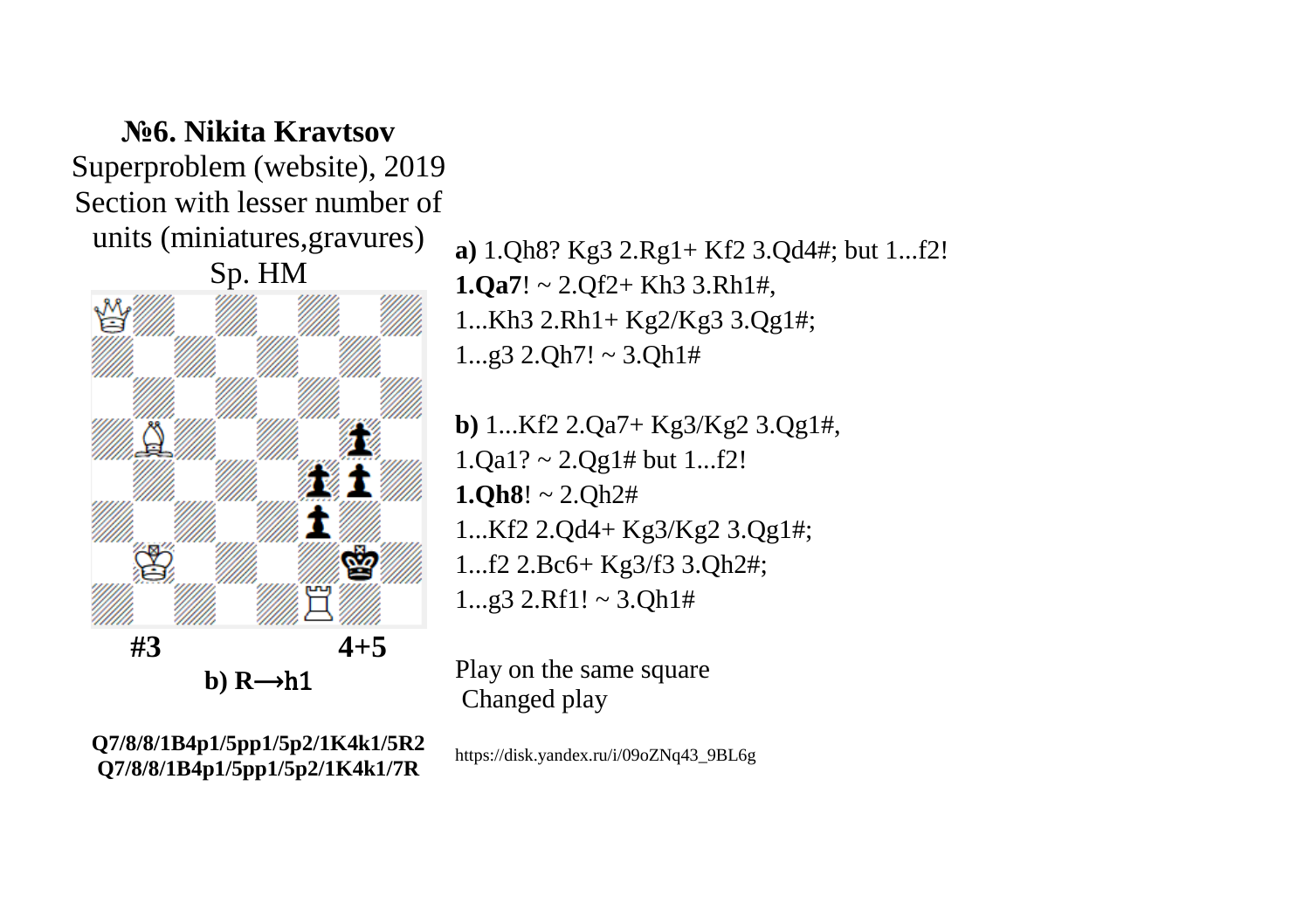**№6. Nikita Kravtsov**
Superproblem (website), 2019
Section with lesser number of units (miniatures,gravures)
Sp. HM

#3 4+5

**b) R⟶h1**

**Q7/8/8/1B4p1/5pp1/5p2/1K4k1/5R2**
**Q7/8/8/1B4p1/5pp1/5p2/1K4k1/7R**

**a)** 1.Qh8? Kg3 2.Rg1+ Kf2 3.Qd4#; but 1...f2!
**1.Qa7**! ~ 2.Qf2+ Kh3 3.Rh1#,
1...Kh3 2.Rh1+ Kg2/Kg3 3.Qg1#;
1...g3 2.Qh7! ~ 3.Qh1#

**b)** 1...Kf2 2.Qa7+ Kg3/Kg2 3.Qg1#,
1.Qa1? ~ 2.Qg1# but 1...f2!
**1.Qh8**! ~ 2.Qh2#
1...Kf2 2.Qd4+ Kg3/Kg2 3.Qg1#;
1...f2 2.Bc6+ Kg3/f3 3.Qh2#;
1...g3 2.Rf1! ~ 3.Qh1#

Play on the same square
Changed play

https://disk.yandex.ru/i/09oZNq43_9BL6g